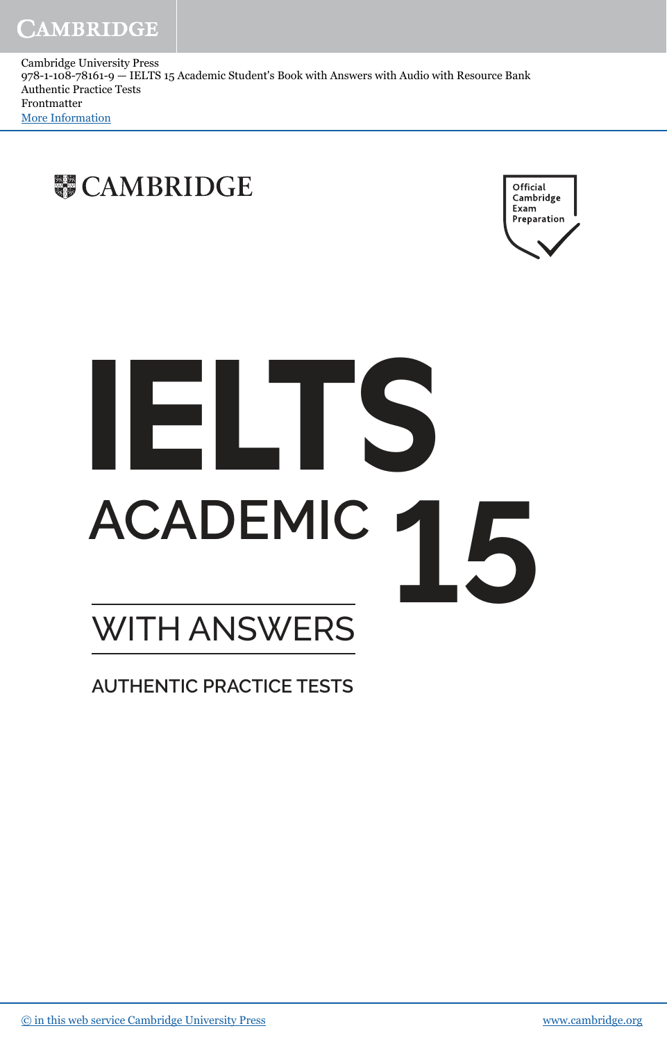Cambridge University Press
978-1-108-78161-9 — IELTS 15 Academic Student's Book with Answers with Audio with Resource Bank
Authentic Practice Tests
Frontmatter
More Information

CAMBRIDGE

Official Cambridge Exam Preparation

# IELTS

## ACADEMIC 15

## WITH ANSWERS

### AUTHENTIC PRACTICE TESTS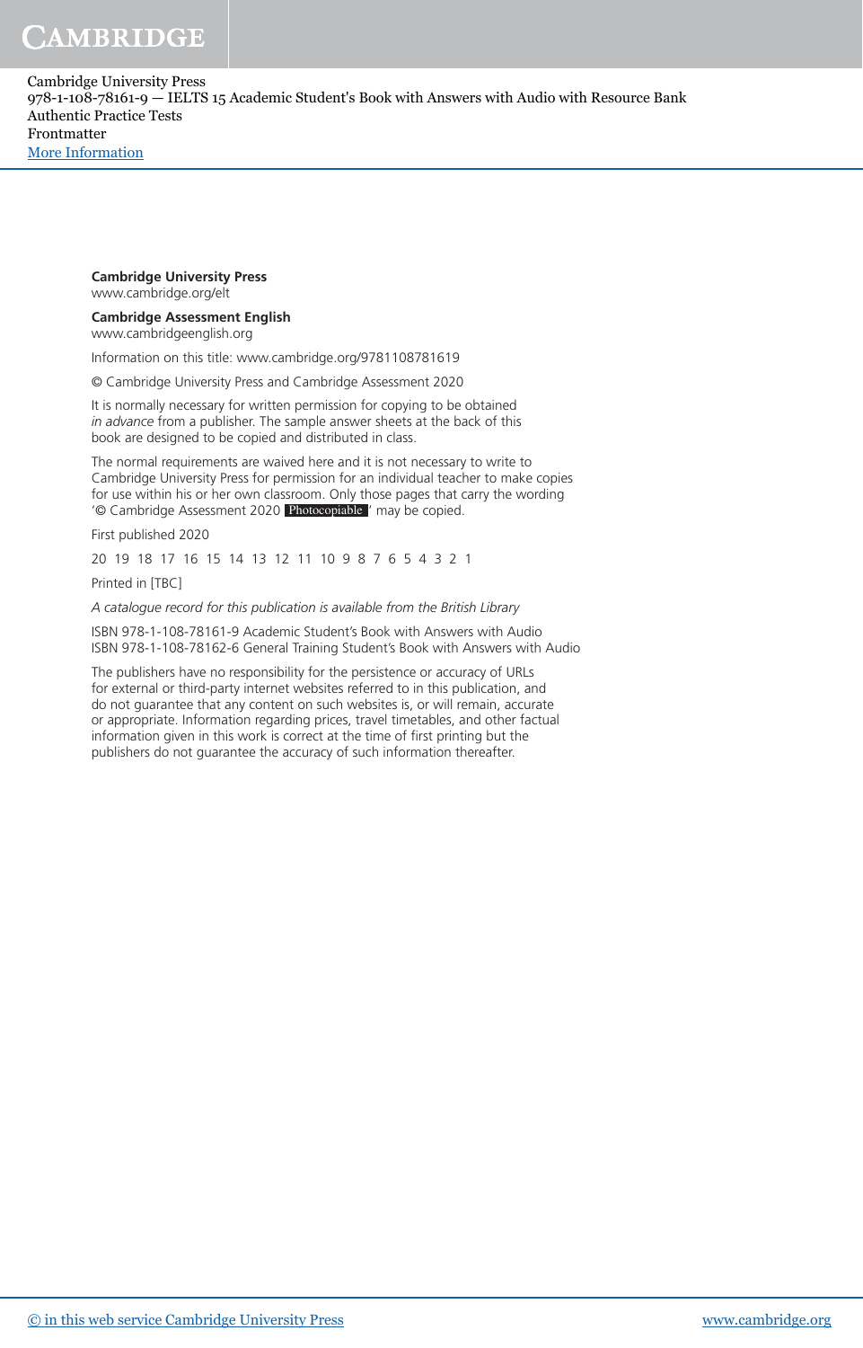**Cambridge University Press**
www.cambridge.org/elt

**Cambridge Assessment English**
www.cambridgeenglish.org

Information on this title: www.cambridge.org/9781108781619

© Cambridge University Press and Cambridge Assessment 2020

It is normally necessary for written permission for copying to be obtained *in advance* from a publisher. The sample answer sheets at the back of this book are designed to be copied and distributed in class.

The normal requirements are waived here and it is not necessary to write to Cambridge University Press for permission for an individual teacher to make copies for use within his or her own classroom. Only those pages that carry the wording '© Cambridge Assessment 2020 Photocopiable ' may be copied.

First published 2020

20 19 18 17 16 15 14 13 12 11 10 9 8 7 6 5 4 3 2 1

Printed in [TBC]

*A catalogue record for this publication is available from the British Library*

ISBN 978-1-108-78161-9 Academic Student's Book with Answers with Audio
ISBN 978-1-108-78162-6 General Training Student's Book with Answers with Audio

The publishers have no responsibility for the persistence or accuracy of URLs for external or third-party internet websites referred to in this publication, and do not guarantee that any content on such websites is, or will remain, accurate or appropriate. Information regarding prices, travel timetables, and other factual information given in this work is correct at the time of first printing but the publishers do not guarantee the accuracy of such information thereafter.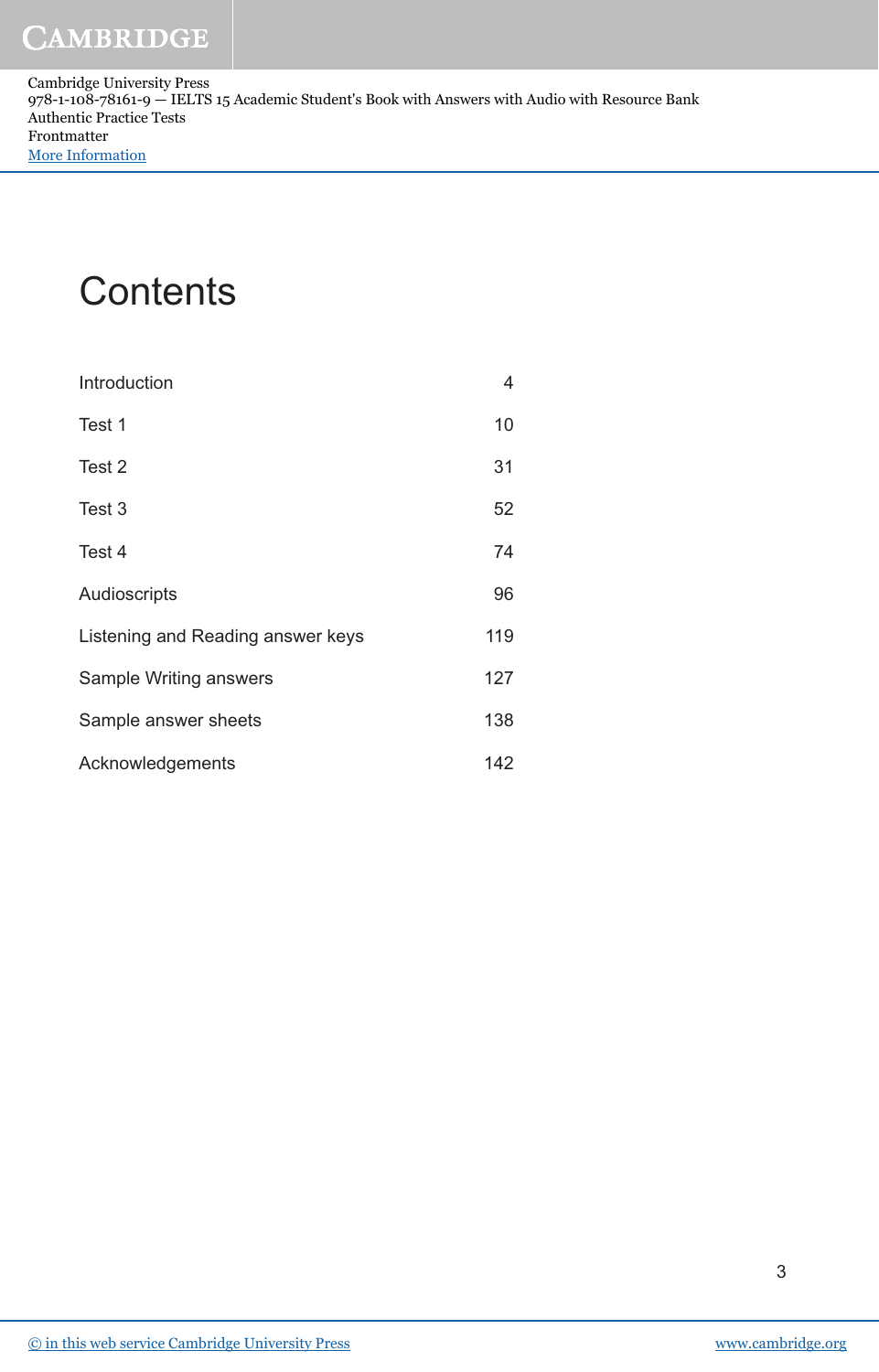# Contents

| | |
|---|---|
| Introduction | 4 |
| Test 1 | 10 |
| Test 2 | 31 |
| Test 3 | 52 |
| Test 4 | 74 |
| Audioscripts | 96 |
| Listening and Reading answer keys | 119 |
| Sample Writing answers | 127 |
| Sample answer sheets | 138 |
| Acknowledgements | 142 |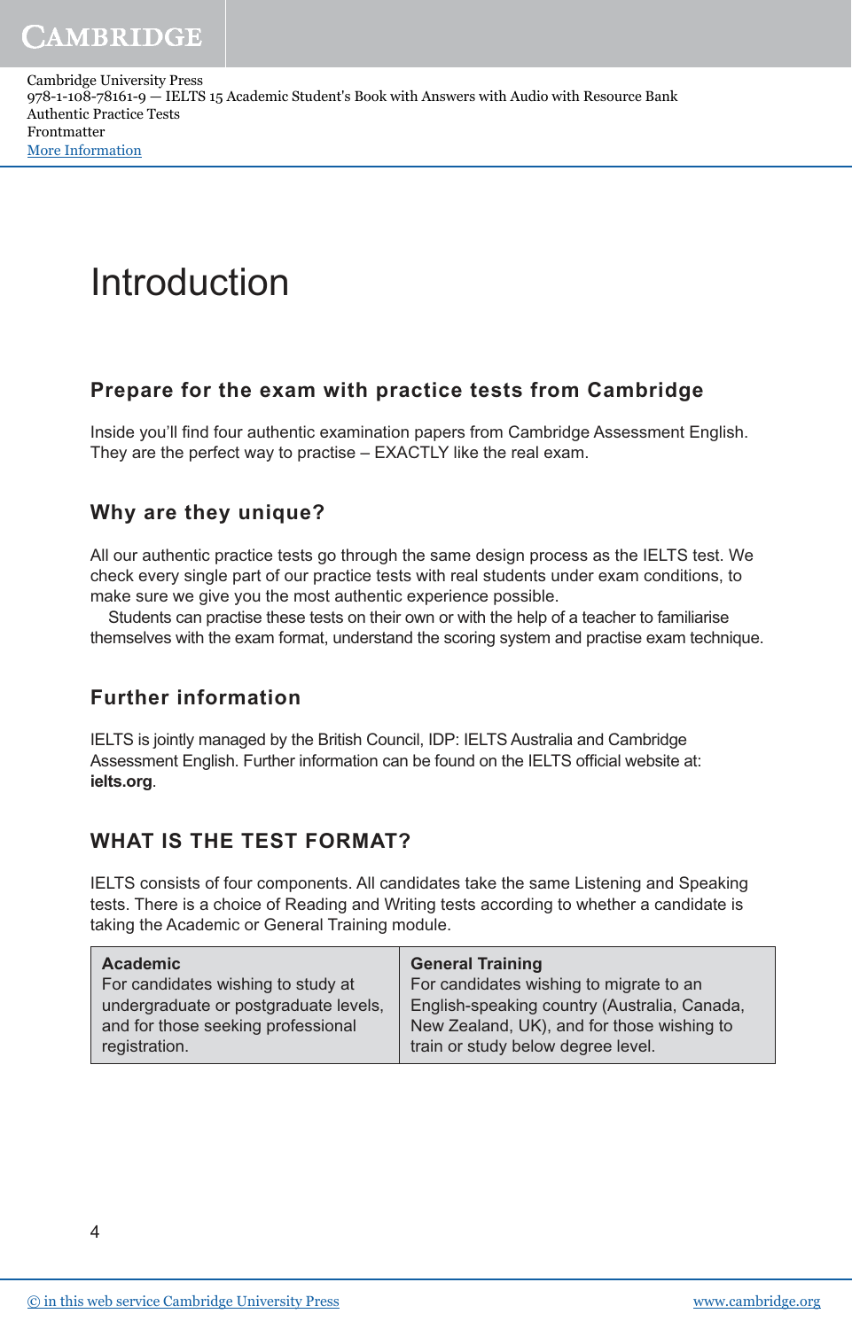# Introduction

## Prepare for the exam with practice tests from Cambridge

Inside you'll find four authentic examination papers from Cambridge Assessment English. They are the perfect way to practise – EXACTLY like the real exam.

## Why are they unique?

All our authentic practice tests go through the same design process as the IELTS test. We check every single part of our practice tests with real students under exam conditions, to make sure we give you the most authentic experience possible.

Students can practise these tests on their own or with the help of a teacher to familiarise themselves with the exam format, understand the scoring system and practise exam technique.

## Further information

IELTS is jointly managed by the British Council, IDP: IELTS Australia and Cambridge Assessment English. Further information can be found on the IELTS official website at: **ielts.org**.

## WHAT IS THE TEST FORMAT?

IELTS consists of four components. All candidates take the same Listening and Speaking tests. There is a choice of Reading and Writing tests according to whether a candidate is taking the Academic or General Training module.

| **Academic** | **General Training** |
| --- | --- |
| For candidates wishing to study at undergraduate or postgraduate levels, and for those seeking professional registration. | For candidates wishing to migrate to an English-speaking country (Australia, Canada, New Zealand, UK), and for those wishing to train or study below degree level. |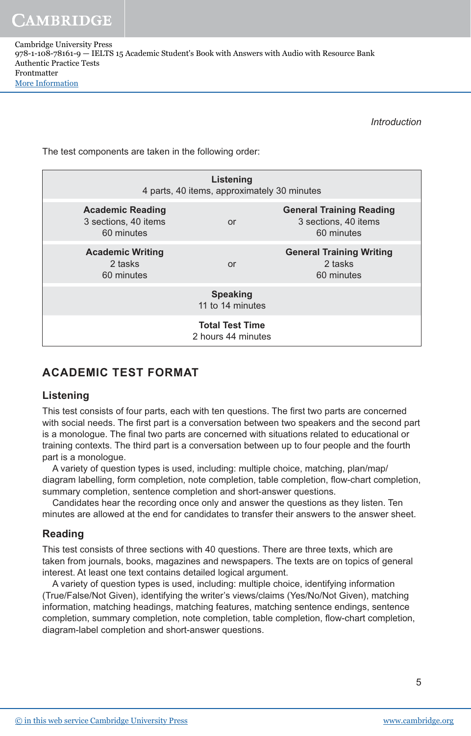The test components are taken in the following order:

| Academic | | General Training |
|---|---|---|
| **Listening**<br>4 parts, 40 items, approximately 30 minutes | | |
| **Academic Reading**<br>3 sections, 40 items<br>60 minutes | or | **General Training Reading**<br>3 sections, 40 items<br>60 minutes |
| **Academic Writing**<br>2 tasks<br>60 minutes | or | **General Training Writing**<br>2 tasks<br>60 minutes |
| **Speaking**<br>11 to 14 minutes | | |
| **Total Test Time**<br>2 hours 44 minutes | | |

## ACADEMIC TEST FORMAT

### Listening

This test consists of four parts, each with ten questions. The first two parts are concerned with social needs. The first part is a conversation between two speakers and the second part is a monologue. The final two parts are concerned with situations related to educational or training contexts. The third part is a conversation between up to four people and the fourth part is a monologue.

A variety of question types is used, including: multiple choice, matching, plan/map/diagram labelling, form completion, note completion, table completion, flow-chart completion, summary completion, sentence completion and short-answer questions.

Candidates hear the recording once only and answer the questions as they listen. Ten minutes are allowed at the end for candidates to transfer their answers to the answer sheet.

### Reading

This test consists of three sections with 40 questions. There are three texts, which are taken from journals, books, magazines and newspapers. The texts are on topics of general interest. At least one text contains detailed logical argument.

A variety of question types is used, including: multiple choice, identifying information (True/False/Not Given), identifying the writer's views/claims (Yes/No/Not Given), matching information, matching headings, matching features, matching sentence endings, sentence completion, summary completion, note completion, table completion, flow-chart completion, diagram-label completion and short-answer questions.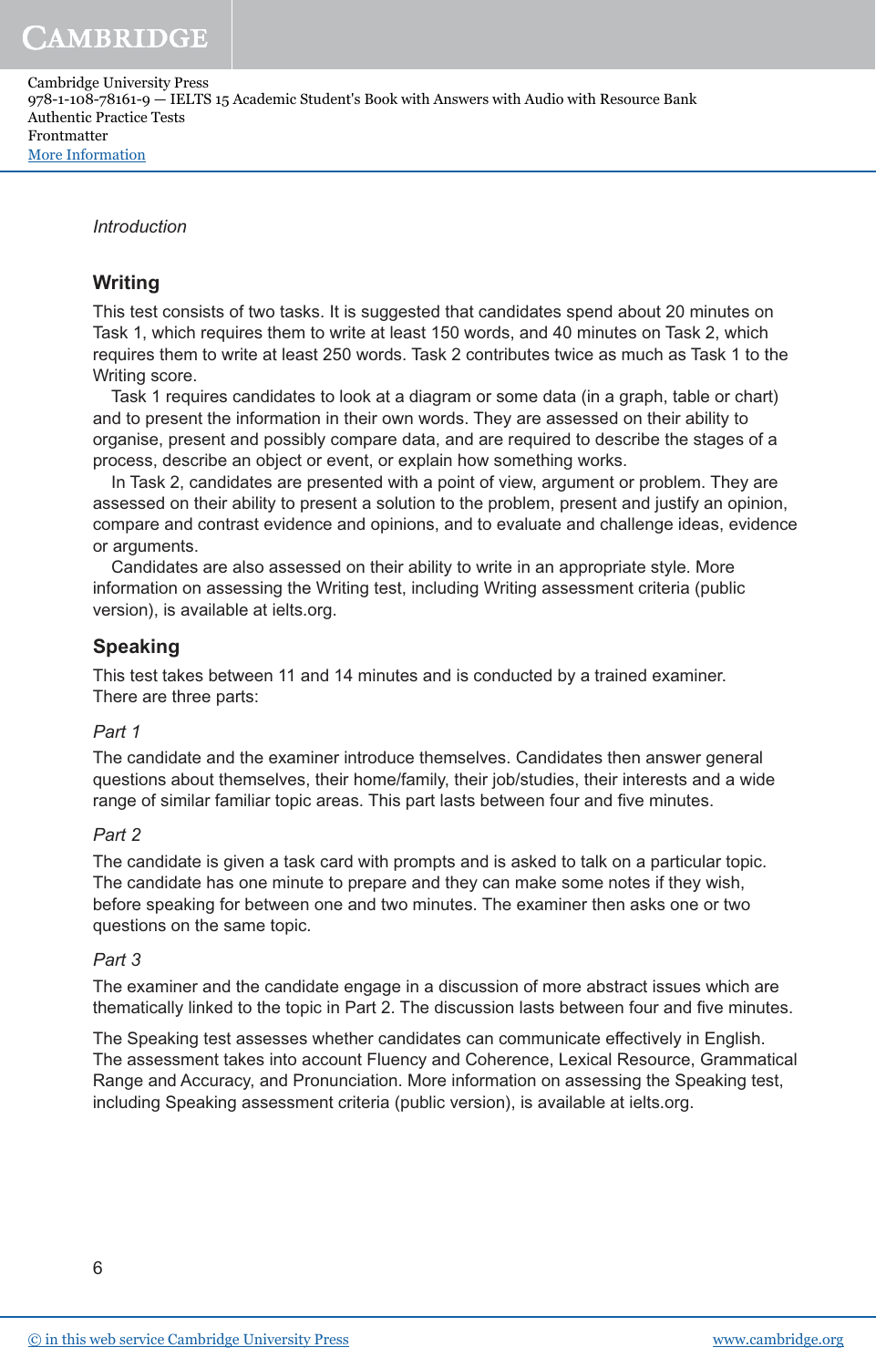*Introduction*

## Writing

This test consists of two tasks. It is suggested that candidates spend about 20 minutes on Task 1, which requires them to write at least 150 words, and 40 minutes on Task 2, which requires them to write at least 250 words. Task 2 contributes twice as much as Task 1 to the Writing score.

Task 1 requires candidates to look at a diagram or some data (in a graph, table or chart) and to present the information in their own words. They are assessed on their ability to organise, present and possibly compare data, and are required to describe the stages of a process, describe an object or event, or explain how something works.

In Task 2, candidates are presented with a point of view, argument or problem. They are assessed on their ability to present a solution to the problem, present and justify an opinion, compare and contrast evidence and opinions, and to evaluate and challenge ideas, evidence or arguments.

Candidates are also assessed on their ability to write in an appropriate style. More information on assessing the Writing test, including Writing assessment criteria (public version), is available at ielts.org.

## Speaking

This test takes between 11 and 14 minutes and is conducted by a trained examiner. There are three parts:

*Part 1*

The candidate and the examiner introduce themselves. Candidates then answer general questions about themselves, their home/family, their job/studies, their interests and a wide range of similar familiar topic areas. This part lasts between four and five minutes.

*Part 2*

The candidate is given a task card with prompts and is asked to talk on a particular topic. The candidate has one minute to prepare and they can make some notes if they wish, before speaking for between one and two minutes. The examiner then asks one or two questions on the same topic.

*Part 3*

The examiner and the candidate engage in a discussion of more abstract issues which are thematically linked to the topic in Part 2. The discussion lasts between four and five minutes.

The Speaking test assesses whether candidates can communicate effectively in English. The assessment takes into account Fluency and Coherence, Lexical Resource, Grammatical Range and Accuracy, and Pronunciation. More information on assessing the Speaking test, including Speaking assessment criteria (public version), is available at ielts.org.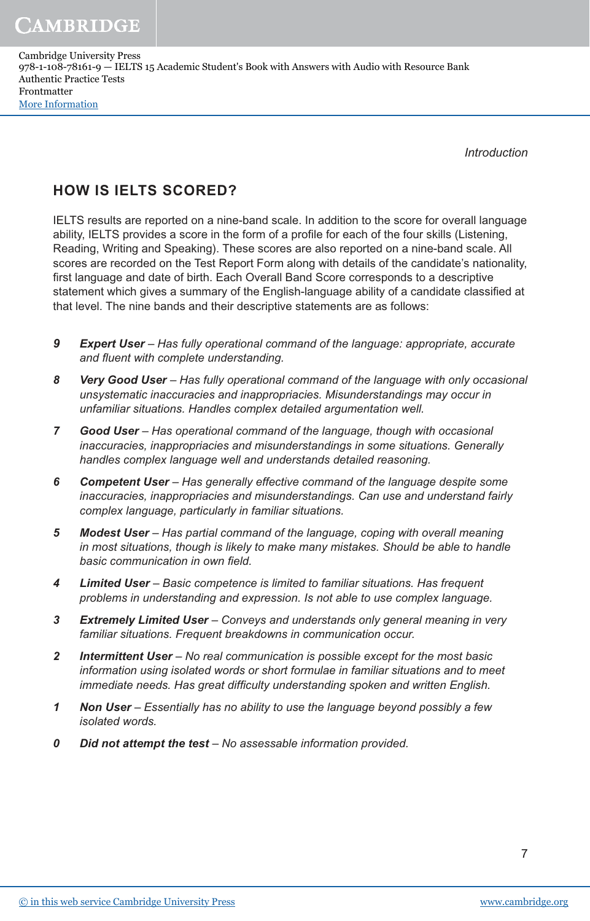## HOW IS IELTS SCORED?

IELTS results are reported on a nine-band scale. In addition to the score for overall language ability, IELTS provides a score in the form of a profile for each of the four skills (Listening, Reading, Writing and Speaking). These scores are also reported on a nine-band scale. All scores are recorded on the Test Report Form along with details of the candidate's nationality, first language and date of birth. Each Overall Band Score corresponds to a descriptive statement which gives a summary of the English-language ability of a candidate classified at that level. The nine bands and their descriptive statements are as follows:

*9* ***Expert User*** *– Has fully operational command of the language: appropriate, accurate and fluent with complete understanding.*

*8* ***Very Good User*** *– Has fully operational command of the language with only occasional unsystematic inaccuracies and inappropriacies. Misunderstandings may occur in unfamiliar situations. Handles complex detailed argumentation well.*

*7* ***Good User*** *– Has operational command of the language, though with occasional inaccuracies, inappropriacies and misunderstandings in some situations. Generally handles complex language well and understands detailed reasoning.*

*6* ***Competent User*** *– Has generally effective command of the language despite some inaccuracies, inappropriacies and misunderstandings. Can use and understand fairly complex language, particularly in familiar situations.*

*5* ***Modest User*** *– Has partial command of the language, coping with overall meaning in most situations, though is likely to make many mistakes. Should be able to handle basic communication in own field.*

*4* ***Limited User*** *– Basic competence is limited to familiar situations. Has frequent problems in understanding and expression. Is not able to use complex language.*

*3* ***Extremely Limited User*** *– Conveys and understands only general meaning in very familiar situations. Frequent breakdowns in communication occur.*

*2* ***Intermittent User*** *– No real communication is possible except for the most basic information using isolated words or short formulae in familiar situations and to meet immediate needs. Has great difficulty understanding spoken and written English.*

*1* ***Non User*** *– Essentially has no ability to use the language beyond possibly a few isolated words.*

*0* ***Did not attempt the test*** *– No assessable information provided.*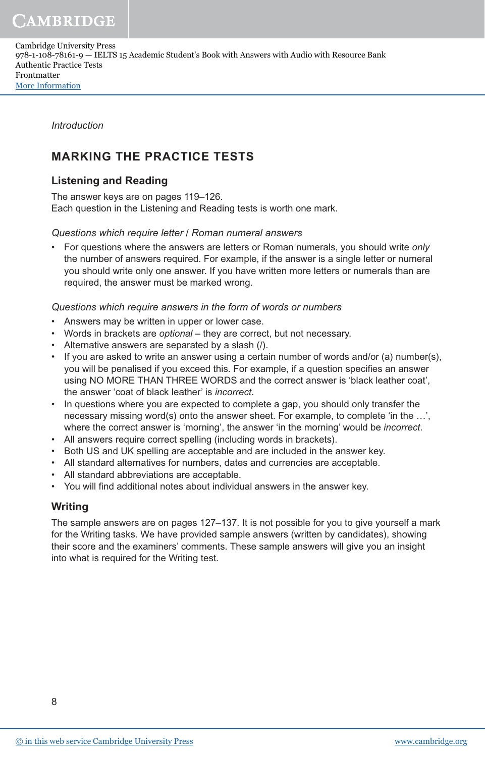*Introduction*

## MARKING THE PRACTICE TESTS

### Listening and Reading

The answer keys are on pages 119–126.
Each question in the Listening and Reading tests is worth one mark.

*Questions which require letter / Roman numeral answers*

- For questions where the answers are letters or Roman numerals, you should write *only* the number of answers required. For example, if the answer is a single letter or numeral you should write only one answer. If you have written more letters or numerals than are required, the answer must be marked wrong.

*Questions which require answers in the form of words or numbers*

- Answers may be written in upper or lower case.
- Words in brackets are *optional* – they are correct, but not necessary.
- Alternative answers are separated by a slash (/).
- If you are asked to write an answer using a certain number of words and/or (a) number(s), you will be penalised if you exceed this. For example, if a question specifies an answer using NO MORE THAN THREE WORDS and the correct answer is 'black leather coat', the answer 'coat of black leather' is *incorrect*.
- In questions where you are expected to complete a gap, you should only transfer the necessary missing word(s) onto the answer sheet. For example, to complete 'in the …', where the correct answer is 'morning', the answer 'in the morning' would be *incorrect*.
- All answers require correct spelling (including words in brackets).
- Both US and UK spelling are acceptable and are included in the answer key.
- All standard alternatives for numbers, dates and currencies are acceptable.
- All standard abbreviations are acceptable.
- You will find additional notes about individual answers in the answer key.

### Writing

The sample answers are on pages 127–137. It is not possible for you to give yourself a mark for the Writing tasks. We have provided sample answers (written by candidates), showing their score and the examiners' comments. These sample answers will give you an insight into what is required for the Writing test.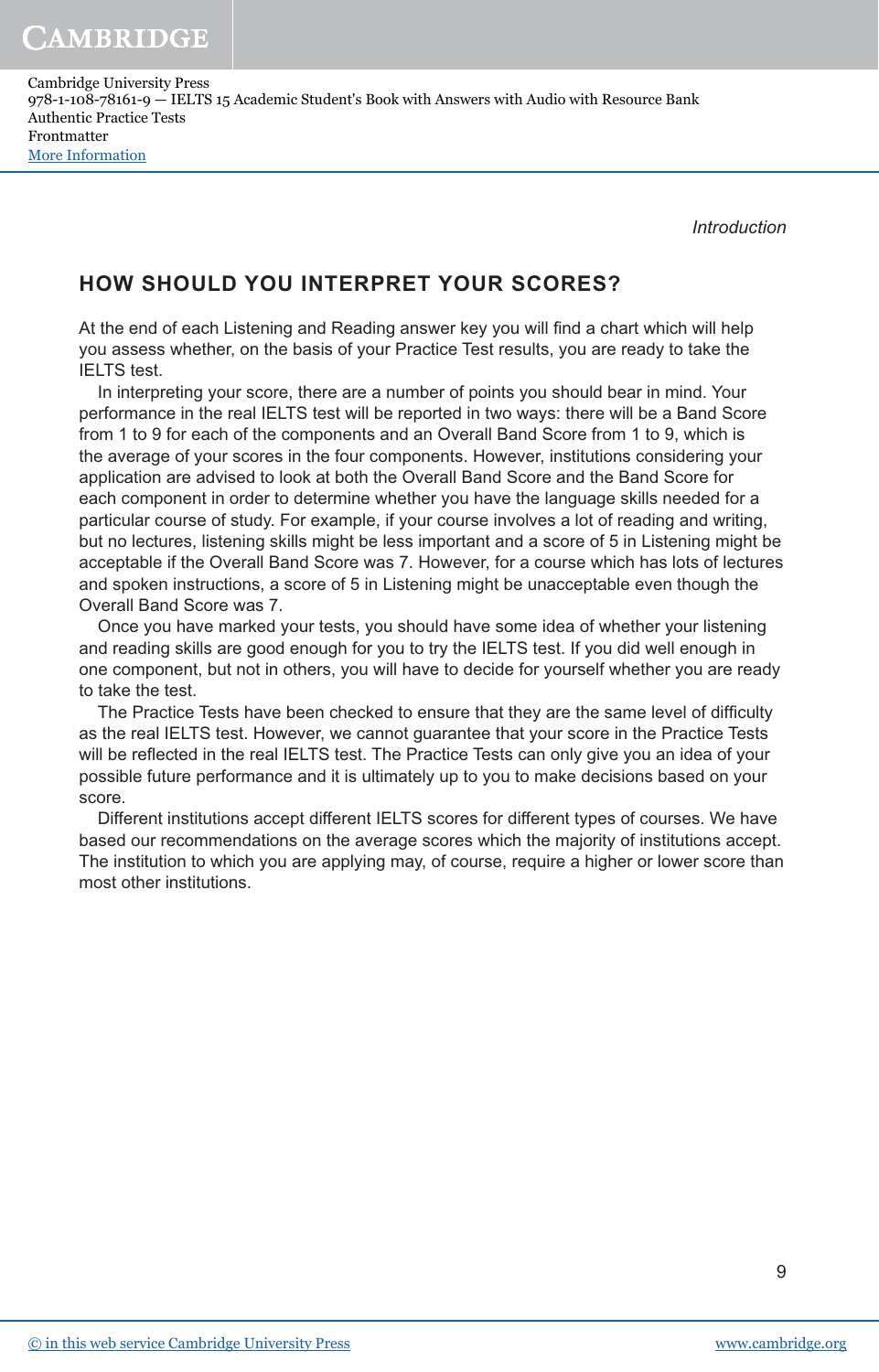## HOW SHOULD YOU INTERPRET YOUR SCORES?

At the end of each Listening and Reading answer key you will find a chart which will help you assess whether, on the basis of your Practice Test results, you are ready to take the IELTS test.

In interpreting your score, there are a number of points you should bear in mind. Your performance in the real IELTS test will be reported in two ways: there will be a Band Score from 1 to 9 for each of the components and an Overall Band Score from 1 to 9, which is the average of your scores in the four components. However, institutions considering your application are advised to look at both the Overall Band Score and the Band Score for each component in order to determine whether you have the language skills needed for a particular course of study. For example, if your course involves a lot of reading and writing, but no lectures, listening skills might be less important and a score of 5 in Listening might be acceptable if the Overall Band Score was 7. However, for a course which has lots of lectures and spoken instructions, a score of 5 in Listening might be unacceptable even though the Overall Band Score was 7.

Once you have marked your tests, you should have some idea of whether your listening and reading skills are good enough for you to try the IELTS test. If you did well enough in one component, but not in others, you will have to decide for yourself whether you are ready to take the test.

The Practice Tests have been checked to ensure that they are the same level of difficulty as the real IELTS test. However, we cannot guarantee that your score in the Practice Tests will be reflected in the real IELTS test. The Practice Tests can only give you an idea of your possible future performance and it is ultimately up to you to make decisions based on your score.

Different institutions accept different IELTS scores for different types of courses. We have based our recommendations on the average scores which the majority of institutions accept. The institution to which you are applying may, of course, require a higher or lower score than most other institutions.